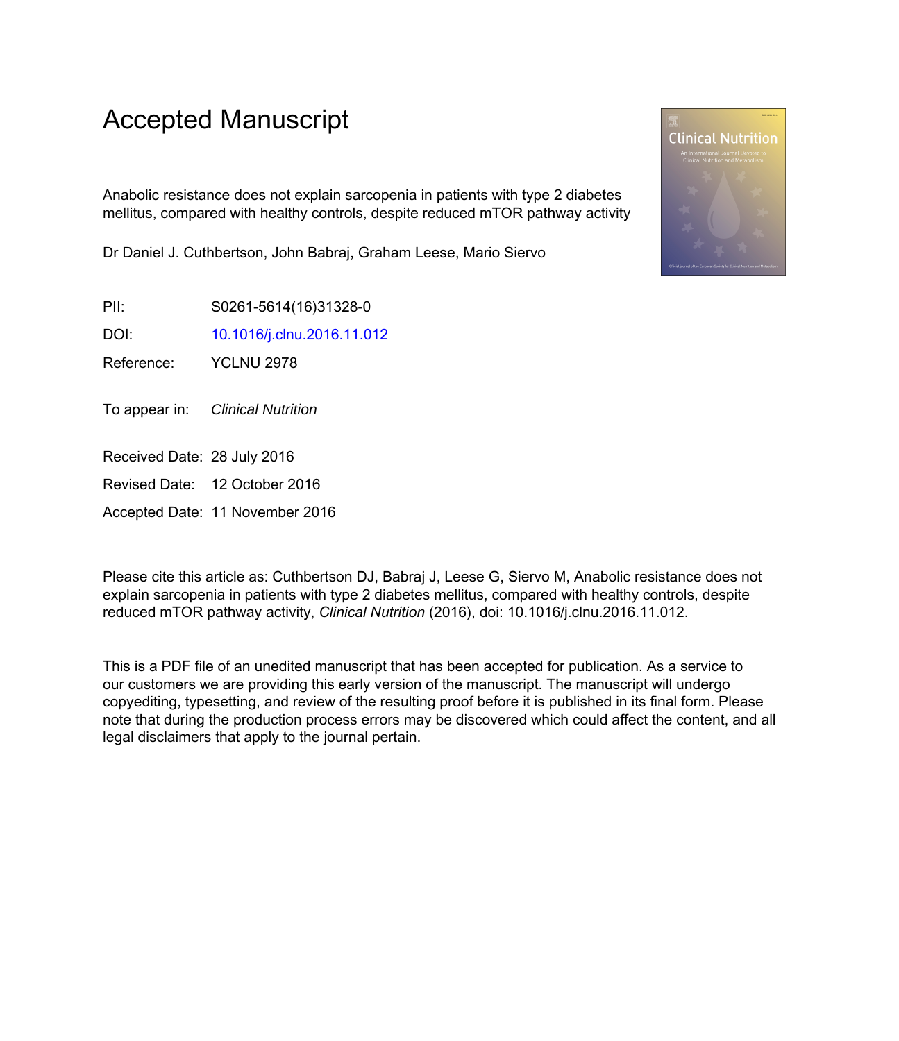# Accepted Manuscript

Anabolic resistance does not explain sarcopenia in patients with type 2 diabetes mellitus, compared with healthy controls, despite reduced mTOR pathway activity

Dr Daniel J. Cuthbertson, John Babraj, Graham Leese, Mario Siervo

PII: S0261-5614(16)31328-0

DOI: 10.1016/j.clnu.2016.11.012

Reference: YCLNU 2978

To appear in: *Clinical Nutrition*

Received Date: 28 July 2016

Revised Date: 12 October 2016

Accepted Date: 11 November 2016

Please cite this article as: Cuthbertson DJ, Babraj J, Leese G, Siervo M, Anabolic resistance does not explain sarcopenia in patients with type 2 diabetes mellitus, compared with healthy controls, despite reduced mTOR pathway activity, *Clinical Nutrition* (2016), doi: 10.1016/j.clnu.2016.11.012.

This is a PDF file of an unedited manuscript that has been accepted for publication. As a service to our customers we are providing this early version of the manuscript. The manuscript will undergo copyediting, typesetting, and review of the resulting proof before it is published in its final form. Please note that during the production process errors may be discovered which could affect the content, and all legal disclaimers that apply to the journal pertain.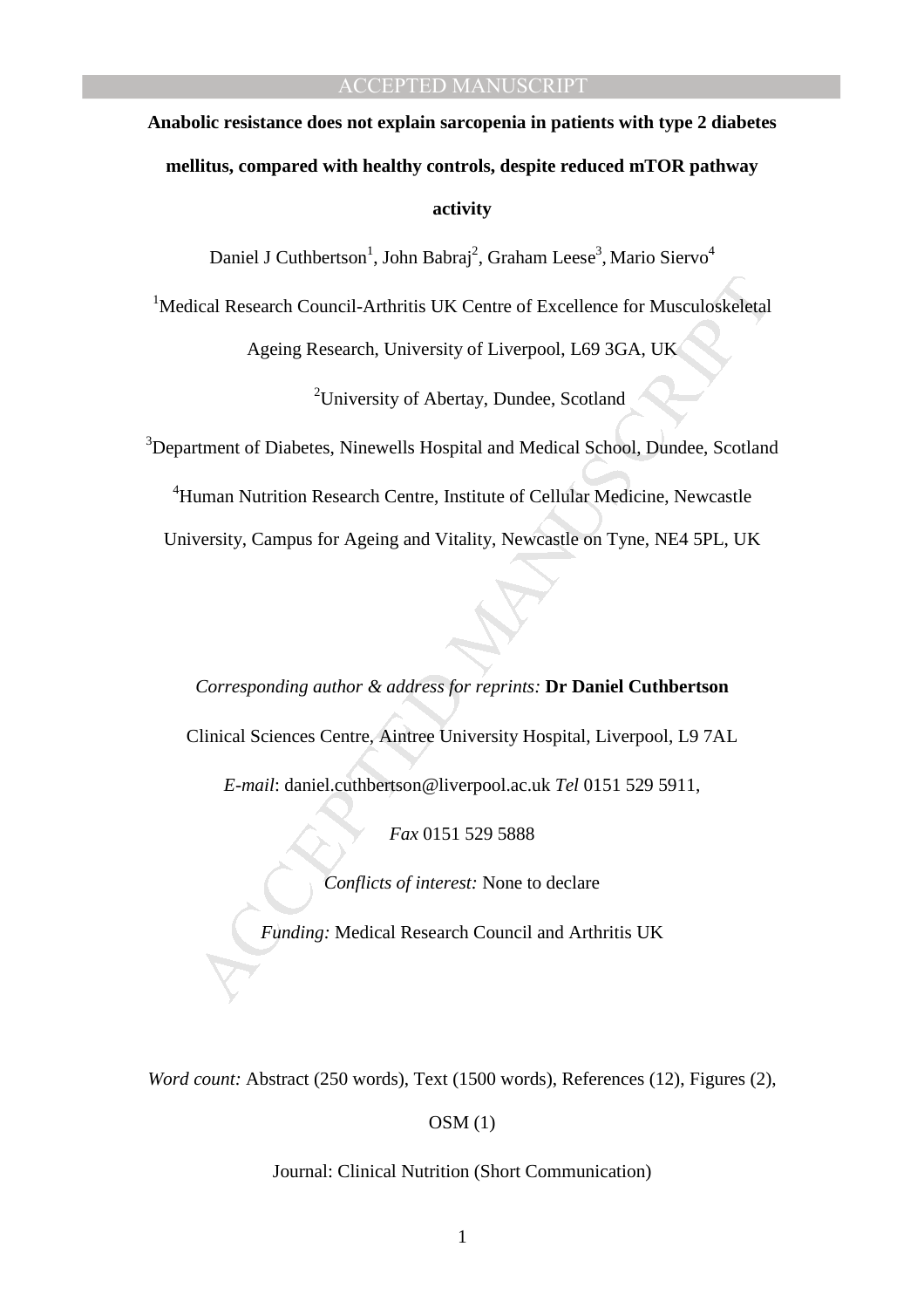**Anabolic resistance does not explain sarcopenia in patients with type 2 diabetes mellitus, compared with healthy controls, despite reduced mTOR pathway activity**

Daniel J Cuthbertson[1], John Babraj[2], Graham Leese[3], Mario Siervo[4]

[1]Medical Research Council-Arthritis UK Centre of Excellence for Musculoskeletal Ageing Research, University of Liverpool, L69 3GA, UK

[2]University of Abertay, Dundee, Scotland

[3]Department of Diabetes, Ninewells Hospital and Medical School, Dundee, Scotland

[4]Human Nutrition Research Centre, Institute of Cellular Medicine, Newcastle University, Campus for Ageing and Vitality, Newcastle on Tyne, NE4 5PL, UK

*Corresponding author & address for reprints:* **Dr Daniel Cuthbertson**

Clinical Sciences Centre, Aintree University Hospital, Liverpool, L9 7AL

*E-mail*: daniel.cuthbertson@liverpool.ac.uk *Tel* 0151 529 5911,

*Fax* 0151 529 5888

*Conflicts of interest:* None to declare

*Funding:* Medical Research Council and Arthritis UK

*Word count:* Abstract (250 words), Text (1500 words), References (12), Figures (2), OSM (1)

Journal: Clinical Nutrition (Short Communication)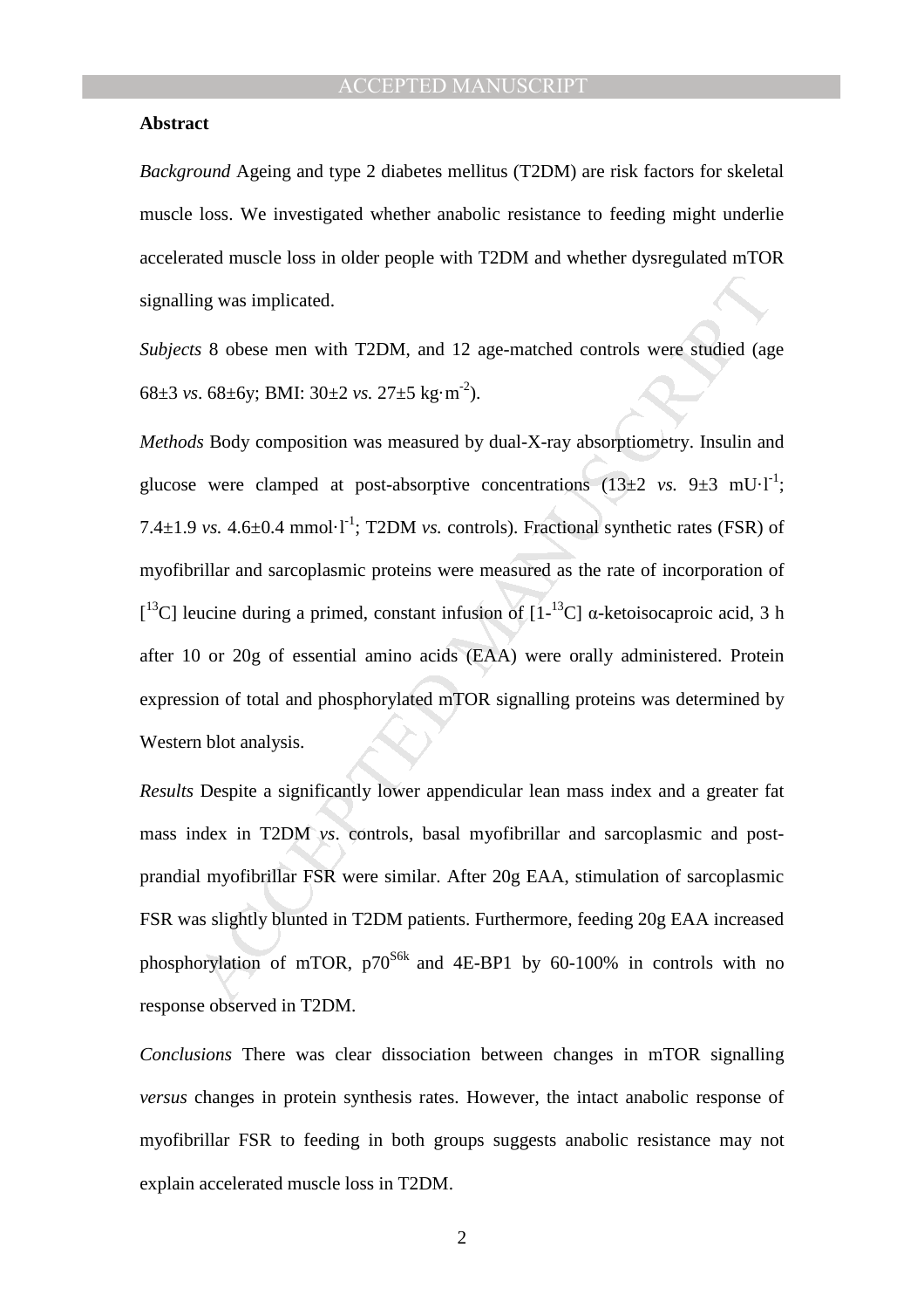**Abstract**

*Background* Ageing and type 2 diabetes mellitus (T2DM) are risk factors for skeletal muscle loss. We investigated whether anabolic resistance to feeding might underlie accelerated muscle loss in older people with T2DM and whether dysregulated mTOR signalling was implicated.

*Subjects* 8 obese men with T2DM, and 12 age-matched controls were studied (age 68±3 *vs*. 68±6y; BMI: 30±2 *vs.* 27±5 kg·m$^{-2}$).

*Methods* Body composition was measured by dual-X-ray absorptiometry. Insulin and glucose were clamped at post-absorptive concentrations (13±2 *vs.* 9±3 mU·l$^{-1}$; 7.4±1.9 *vs.* 4.6±0.4 mmol·l$^{-1}$; T2DM *vs.* controls). Fractional synthetic rates (FSR) of myofibrillar and sarcoplasmic proteins were measured as the rate of incorporation of [$^{13}$C] leucine during a primed, constant infusion of [1-$^{13}$C] α-ketoisocaproic acid, 3 h after 10 or 20g of essential amino acids (EAA) were orally administered. Protein expression of total and phosphorylated mTOR signalling proteins was determined by Western blot analysis.

*Results* Despite a significantly lower appendicular lean mass index and a greater fat mass index in T2DM *vs*. controls, basal myofibrillar and sarcoplasmic and post-prandial myofibrillar FSR were similar. After 20g EAA, stimulation of sarcoplasmic FSR was slightly blunted in T2DM patients. Furthermore, feeding 20g EAA increased phosphorylation of mTOR, p70$^{S6k}$ and 4E-BP1 by 60-100% in controls with no response observed in T2DM.

*Conclusions* There was clear dissociation between changes in mTOR signalling *versus* changes in protein synthesis rates. However, the intact anabolic response of myofibrillar FSR to feeding in both groups suggests anabolic resistance may not explain accelerated muscle loss in T2DM.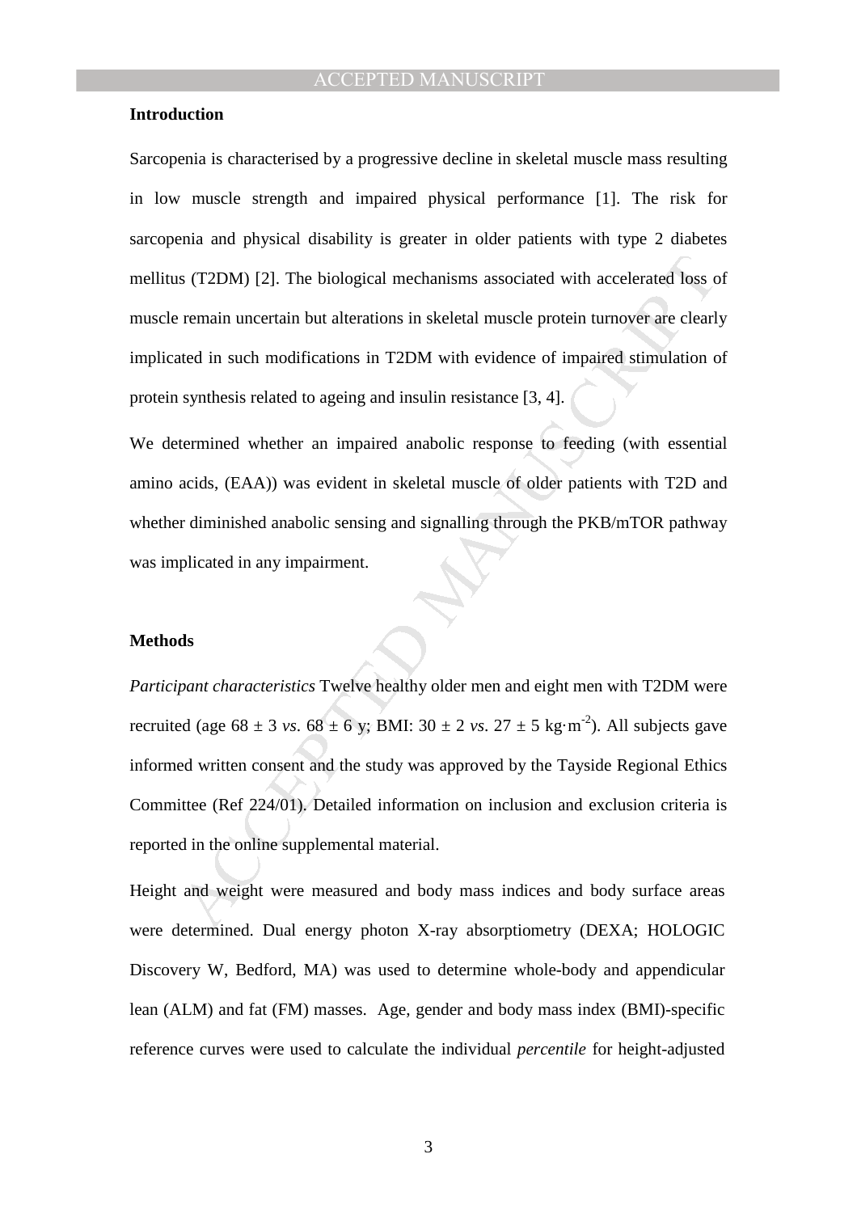## Introduction

Sarcopenia is characterised by a progressive decline in skeletal muscle mass resulting in low muscle strength and impaired physical performance [1]. The risk for sarcopenia and physical disability is greater in older patients with type 2 diabetes mellitus (T2DM) [2]. The biological mechanisms associated with accelerated loss of muscle remain uncertain but alterations in skeletal muscle protein turnover are clearly implicated in such modifications in T2DM with evidence of impaired stimulation of protein synthesis related to ageing and insulin resistance [3, 4].

We determined whether an impaired anabolic response to feeding (with essential amino acids, (EAA)) was evident in skeletal muscle of older patients with T2D and whether diminished anabolic sensing and signalling through the PKB/mTOR pathway was implicated in any impairment.

## Methods

*Participant characteristics* Twelve healthy older men and eight men with T2DM were recruited (age $68 \pm 3$ *vs.* $68 \pm 6$ y; BMI: $30 \pm 2$ *vs.* $27 \pm 5$ $kg \cdot m^{-2}$). All subjects gave informed written consent and the study was approved by the Tayside Regional Ethics Committee (Ref 224/01). Detailed information on inclusion and exclusion criteria is reported in the online supplemental material.

Height and weight were measured and body mass indices and body surface areas were determined. Dual energy photon X-ray absorptiometry (DEXA; HOLOGIC Discovery W, Bedford, MA) was used to determine whole-body and appendicular lean (ALM) and fat (FM) masses. Age, gender and body mass index (BMI)-specific reference curves were used to calculate the individual *percentile* for height-adjusted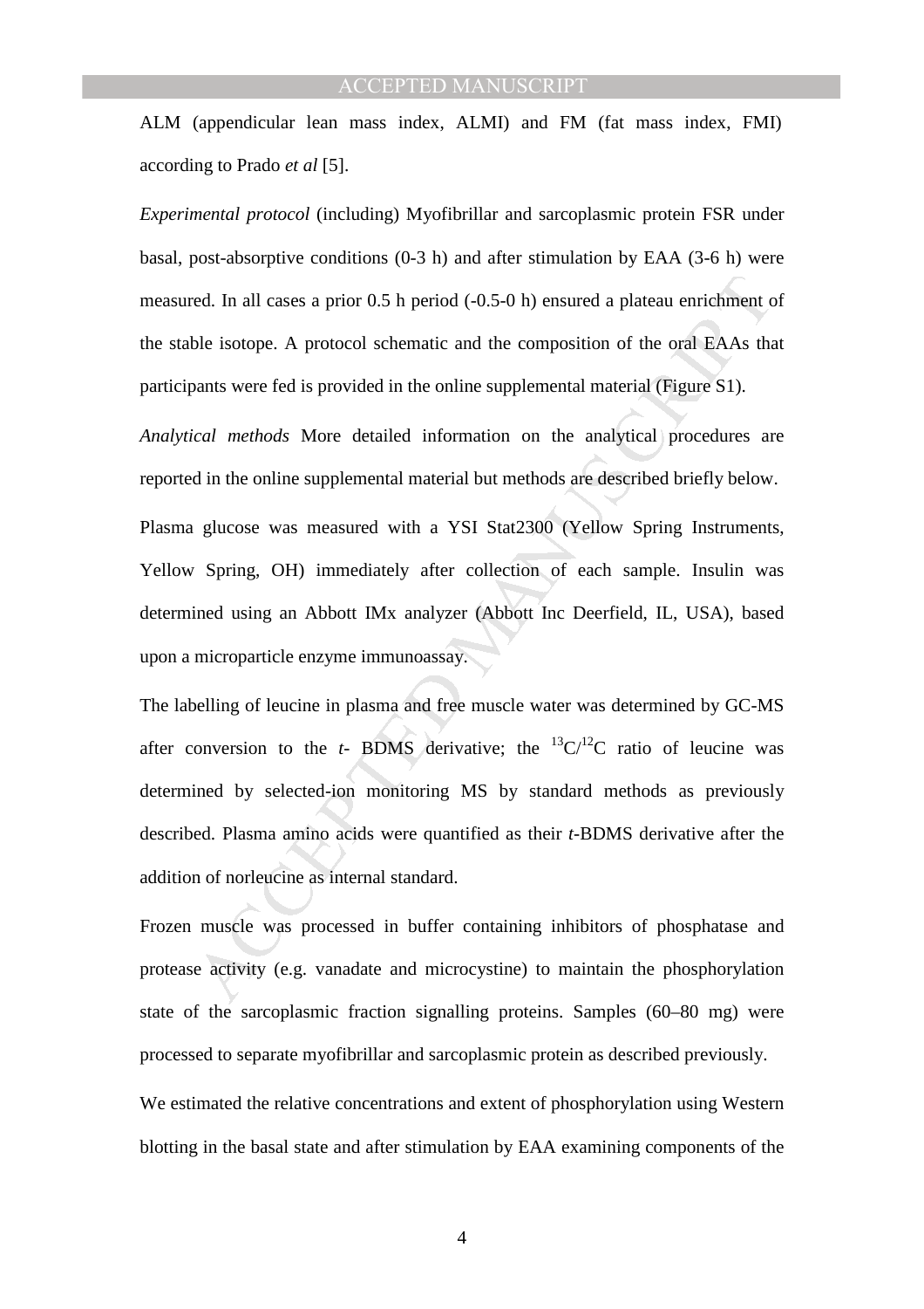ALM (appendicular lean mass index, ALMI) and FM (fat mass index, FMI) according to Prado *et al* [5].

*Experimental protocol* (including) Myofibrillar and sarcoplasmic protein FSR under basal, post-absorptive conditions (0-3 h) and after stimulation by EAA (3-6 h) were measured. In all cases a prior 0.5 h period (-0.5-0 h) ensured a plateau enrichment of the stable isotope. A protocol schematic and the composition of the oral EAAs that participants were fed is provided in the online supplemental material (Figure S1).

*Analytical methods* More detailed information on the analytical procedures are reported in the online supplemental material but methods are described briefly below.

Plasma glucose was measured with a YSI Stat2300 (Yellow Spring Instruments, Yellow Spring, OH) immediately after collection of each sample. Insulin was determined using an Abbott IMx analyzer (Abbott Inc Deerfield, IL, USA), based upon a microparticle enzyme immunoassay.

The labelling of leucine in plasma and free muscle water was determined by GC-MS after conversion to the *t*- BDMS derivative; the $^{13}C/^{12}C$ ratio of leucine was determined by selected-ion monitoring MS by standard methods as previously described. Plasma amino acids were quantified as their *t*-BDMS derivative after the addition of norleucine as internal standard.

Frozen muscle was processed in buffer containing inhibitors of phosphatase and protease activity (e.g. vanadate and microcystine) to maintain the phosphorylation state of the sarcoplasmic fraction signalling proteins. Samples (60–80 mg) were processed to separate myofibrillar and sarcoplasmic protein as described previously.

We estimated the relative concentrations and extent of phosphorylation using Western blotting in the basal state and after stimulation by EAA examining components of the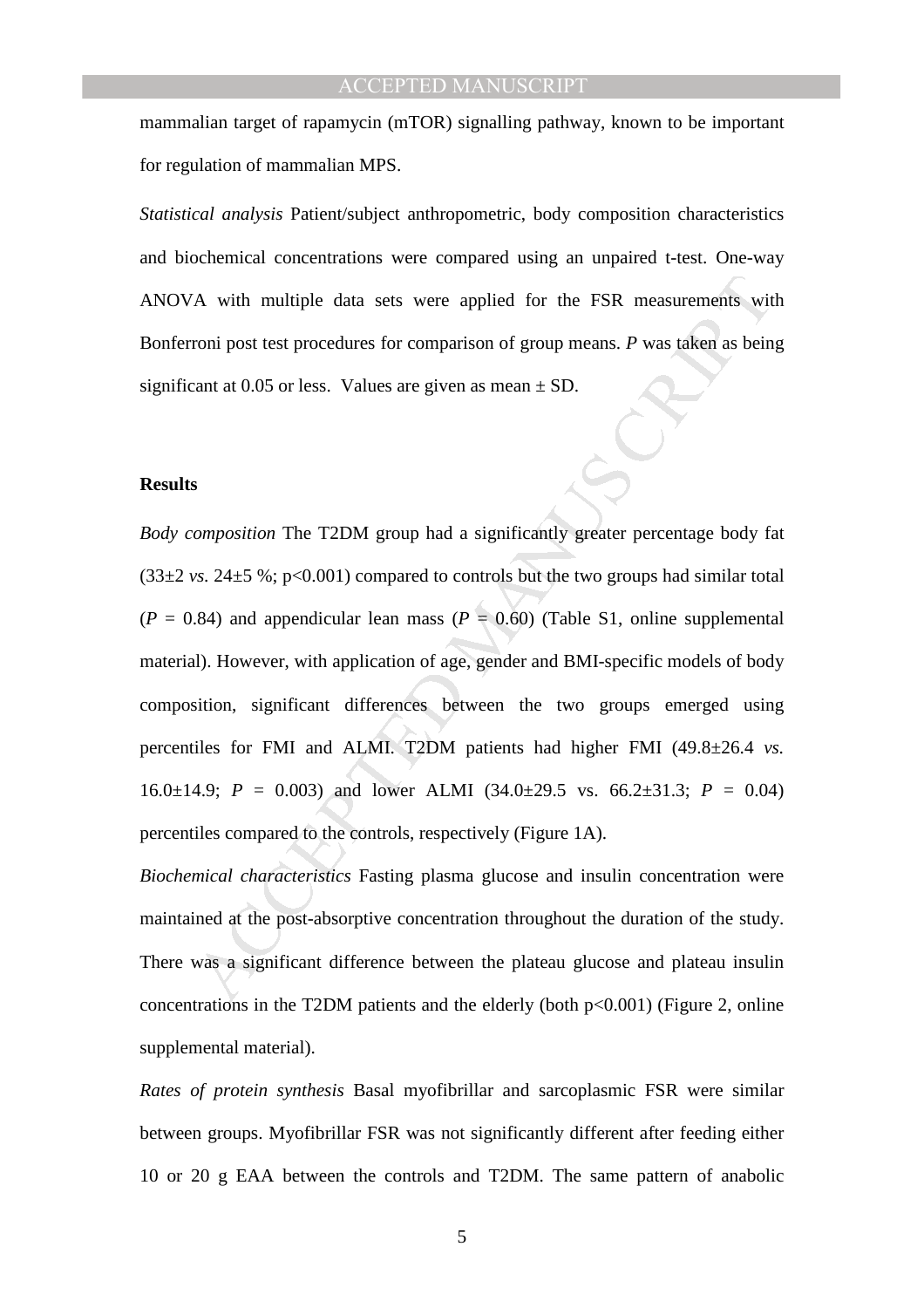mammalian target of rapamycin (mTOR) signalling pathway, known to be important for regulation of mammalian MPS.

*Statistical analysis* Patient/subject anthropometric, body composition characteristics and biochemical concentrations were compared using an unpaired t-test. One-way ANOVA with multiple data sets were applied for the FSR measurements with Bonferroni post test procedures for comparison of group means. *P* was taken as being significant at 0.05 or less. Values are given as mean ± SD.

**Results**

*Body composition* The T2DM group had a significantly greater percentage body fat (33±2 *vs.* 24±5 %; $p<0.001$) compared to controls but the two groups had similar total ($P = 0.84$) and appendicular lean mass ($P = 0.60$) (Table S1, online supplemental material). However, with application of age, gender and BMI-specific models of body composition, significant differences between the two groups emerged using percentiles for FMI and ALMI. T2DM patients had higher FMI (49.8±26.4 *vs.* 16.0±14.9; $P = 0.003$) and lower ALMI (34.0±29.5 vs. 66.2±31.3; $P = 0.04$) percentiles compared to the controls, respectively (Figure 1A).

*Biochemical characteristics* Fasting plasma glucose and insulin concentration were maintained at the post-absorptive concentration throughout the duration of the study. There was a significant difference between the plateau glucose and plateau insulin concentrations in the T2DM patients and the elderly (both $p<0.001$) (Figure 2, online supplemental material).

*Rates of protein synthesis* Basal myofibrillar and sarcoplasmic FSR were similar between groups. Myofibrillar FSR was not significantly different after feeding either 10 or 20 g EAA between the controls and T2DM. The same pattern of anabolic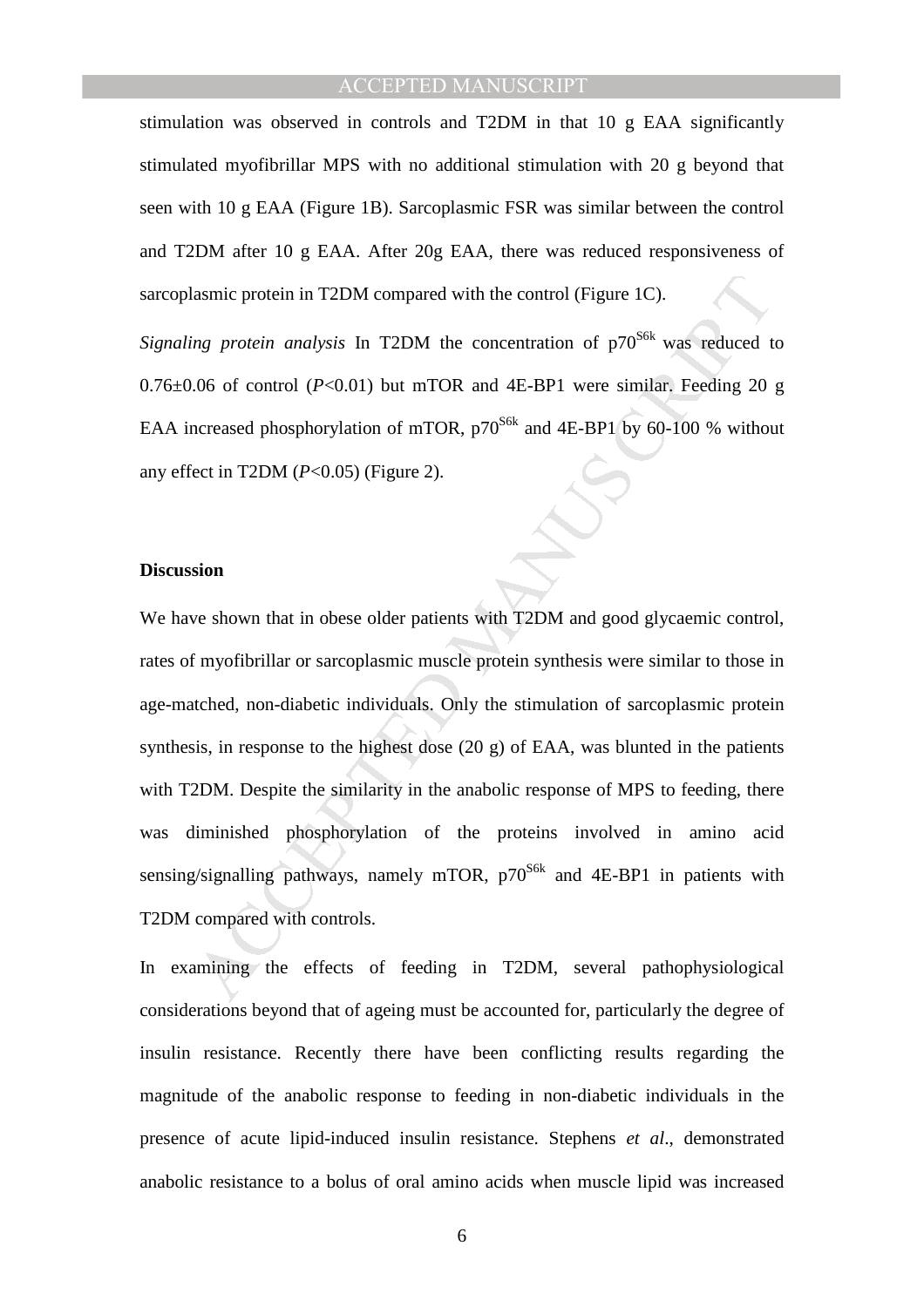stimulation was observed in controls and T2DM in that 10 g EAA significantly stimulated myofibrillar MPS with no additional stimulation with 20 g beyond that seen with 10 g EAA (Figure 1B). Sarcoplasmic FSR was similar between the control and T2DM after 10 g EAA. After 20g EAA, there was reduced responsiveness of sarcoplasmic protein in T2DM compared with the control (Figure 1C).

*Signaling protein analysis* In T2DM the concentration of p70$^{S6k}$ was reduced to 0.76±0.06 of control ($P$<0.01) but mTOR and 4E-BP1 were similar. Feeding 20 g EAA increased phosphorylation of mTOR, p70$^{S6k}$ and 4E-BP1 by 60-100 % without any effect in T2DM ($P$<0.05) (Figure 2).

**Discussion**

We have shown that in obese older patients with T2DM and good glycaemic control, rates of myofibrillar or sarcoplasmic muscle protein synthesis were similar to those in age-matched, non-diabetic individuals. Only the stimulation of sarcoplasmic protein synthesis, in response to the highest dose (20 g) of EAA, was blunted in the patients with T2DM. Despite the similarity in the anabolic response of MPS to feeding, there was diminished phosphorylation of the proteins involved in amino acid sensing/signalling pathways, namely mTOR, p70$^{S6k}$ and 4E-BP1 in patients with T2DM compared with controls.

In examining the effects of feeding in T2DM, several pathophysiological considerations beyond that of ageing must be accounted for, particularly the degree of insulin resistance. Recently there have been conflicting results regarding the magnitude of the anabolic response to feeding in non-diabetic individuals in the presence of acute lipid-induced insulin resistance. Stephens *et al*., demonstrated anabolic resistance to a bolus of oral amino acids when muscle lipid was increased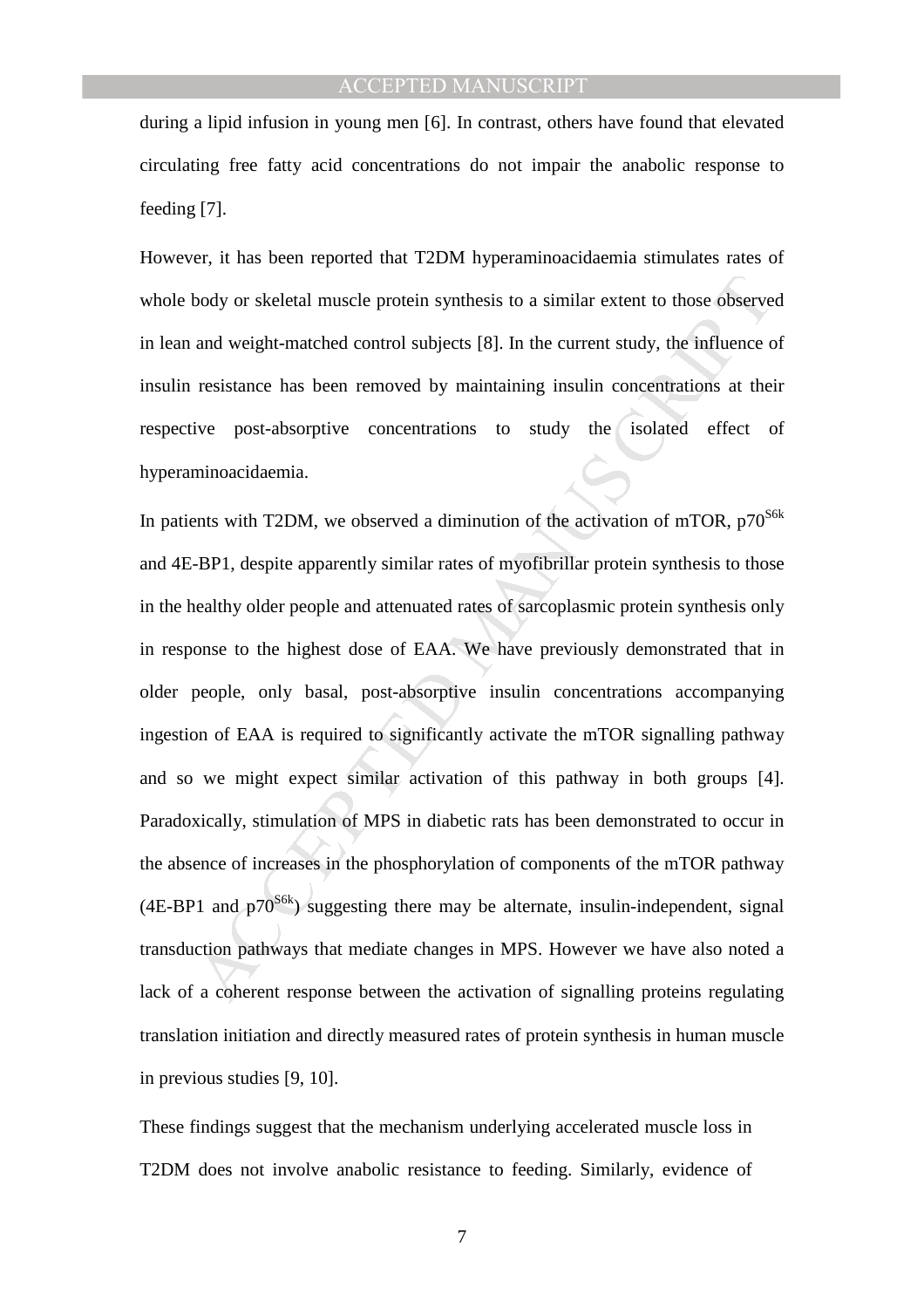during a lipid infusion in young men [6]. In contrast, others have found that elevated circulating free fatty acid concentrations do not impair the anabolic response to feeding [7].

However, it has been reported that T2DM hyperaminoacidaemia stimulates rates of whole body or skeletal muscle protein synthesis to a similar extent to those observed in lean and weight-matched control subjects [8]. In the current study, the influence of insulin resistance has been removed by maintaining insulin concentrations at their respective post-absorptive concentrations to study the isolated effect of hyperaminoacidaemia.

In patients with T2DM, we observed a diminution of the activation of mTOR, $p70^{S6k}$ and 4E-BP1, despite apparently similar rates of myofibrillar protein synthesis to those in the healthy older people and attenuated rates of sarcoplasmic protein synthesis only in response to the highest dose of EAA. We have previously demonstrated that in older people, only basal, post-absorptive insulin concentrations accompanying ingestion of EAA is required to significantly activate the mTOR signalling pathway and so we might expect similar activation of this pathway in both groups [4]. Paradoxically, stimulation of MPS in diabetic rats has been demonstrated to occur in the absence of increases in the phosphorylation of components of the mTOR pathway (4E-BP1 and $p70^{S6k}$) suggesting there may be alternate, insulin-independent, signal transduction pathways that mediate changes in MPS. However we have also noted a lack of a coherent response between the activation of signalling proteins regulating translation initiation and directly measured rates of protein synthesis in human muscle in previous studies [9, 10].

These findings suggest that the mechanism underlying accelerated muscle loss in T2DM does not involve anabolic resistance to feeding. Similarly, evidence of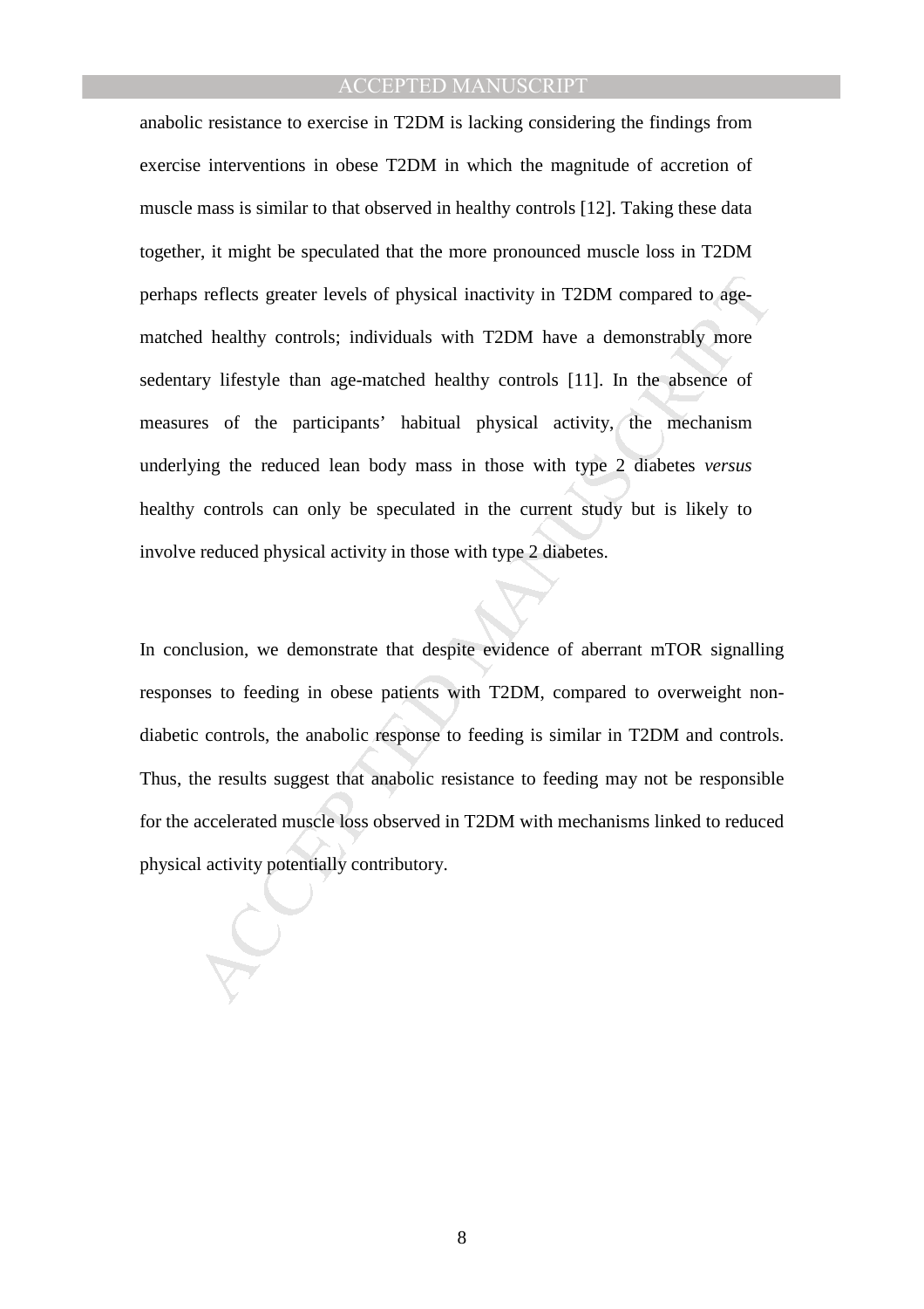anabolic resistance to exercise in T2DM is lacking considering the findings from exercise interventions in obese T2DM in which the magnitude of accretion of muscle mass is similar to that observed in healthy controls [12]. Taking these data together, it might be speculated that the more pronounced muscle loss in T2DM perhaps reflects greater levels of physical inactivity in T2DM compared to age-matched healthy controls; individuals with T2DM have a demonstrably more sedentary lifestyle than age-matched healthy controls [11]. In the absence of measures of the participants' habitual physical activity, the mechanism underlying the reduced lean body mass in those with type 2 diabetes *versus* healthy controls can only be speculated in the current study but is likely to involve reduced physical activity in those with type 2 diabetes.

In conclusion, we demonstrate that despite evidence of aberrant mTOR signalling responses to feeding in obese patients with T2DM, compared to overweight non-diabetic controls, the anabolic response to feeding is similar in T2DM and controls. Thus, the results suggest that anabolic resistance to feeding may not be responsible for the accelerated muscle loss observed in T2DM with mechanisms linked to reduced physical activity potentially contributory.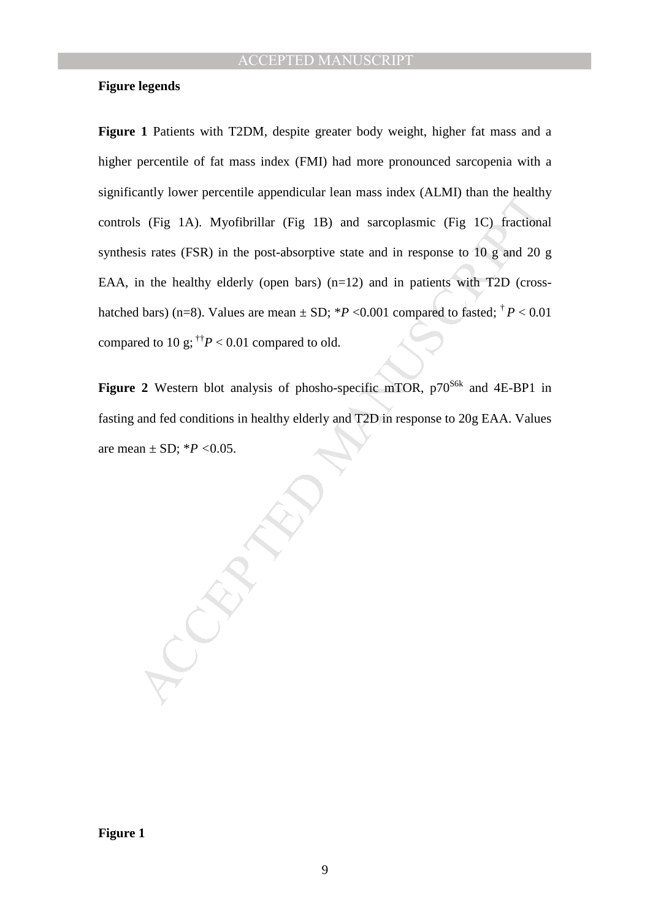**Figure legends**

**Figure 1** Patients with T2DM, despite greater body weight, higher fat mass and a higher percentile of fat mass index (FMI) had more pronounced sarcopenia with a significantly lower percentile appendicular lean mass index (ALMI) than the healthy controls (Fig 1A). Myofibrillar (Fig 1B) and sarcoplasmic (Fig 1C) fractional synthesis rates (FSR) in the post-absorptive state and in response to 10 g and 20 g EAA, in the healthy elderly (open bars) (n=12) and in patients with T2D (cross-hatched bars) (n=8). Values are mean ± SD; \*$P$ <0.001 compared to fasted; $^{\dagger}$ $P$ < 0.01 compared to 10 g; $^{\dagger\dagger}P$ < 0.01 compared to old.

**Figure 2** Western blot analysis of phosho-specific mTOR, $p70^{S6k}$ and 4E-BP1 in fasting and fed conditions in healthy elderly and T2D in response to 20g EAA. Values are mean ± SD; \*$P$ <0.05.

**Figure 1**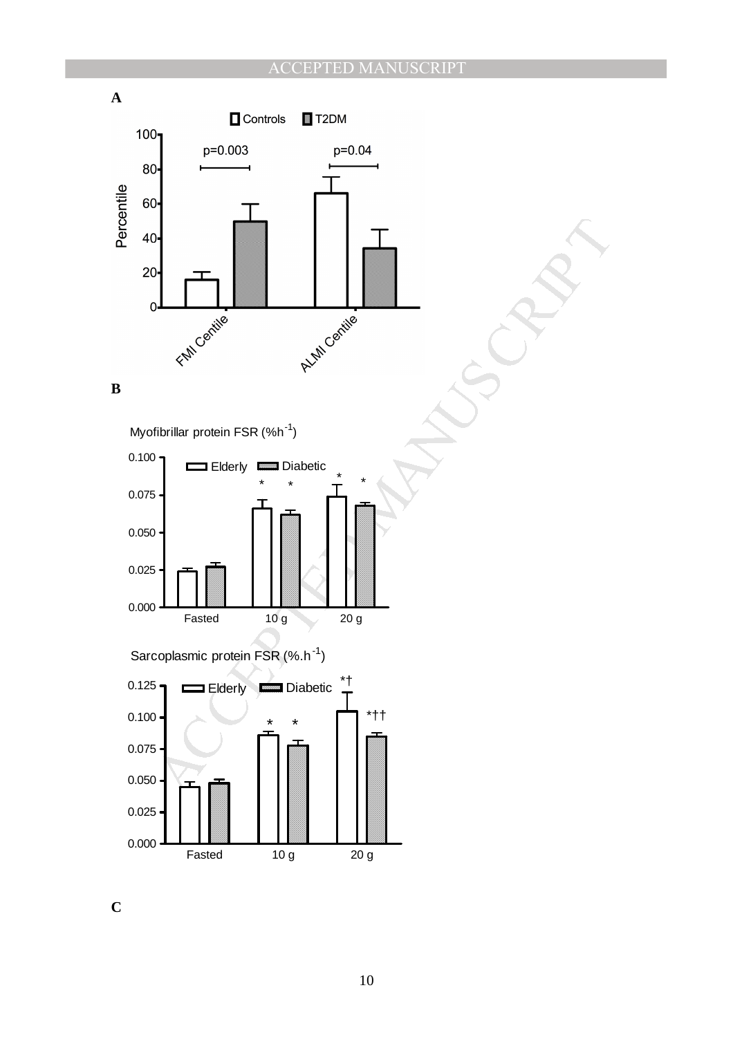**A**

**B**

**C**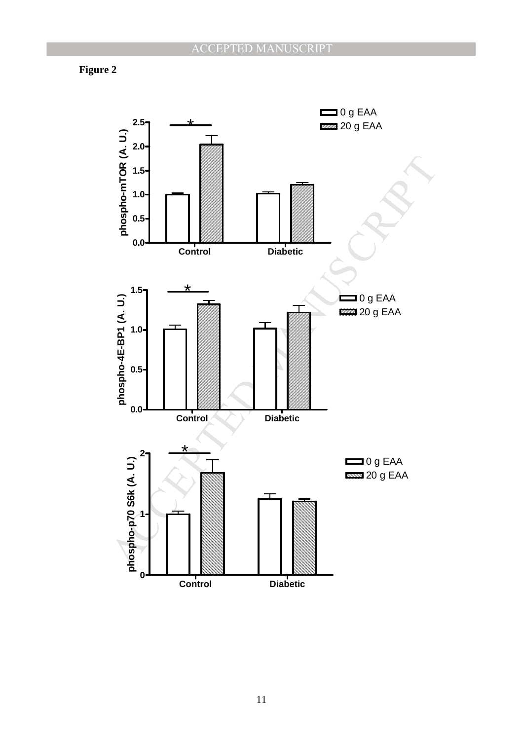**Figure 2**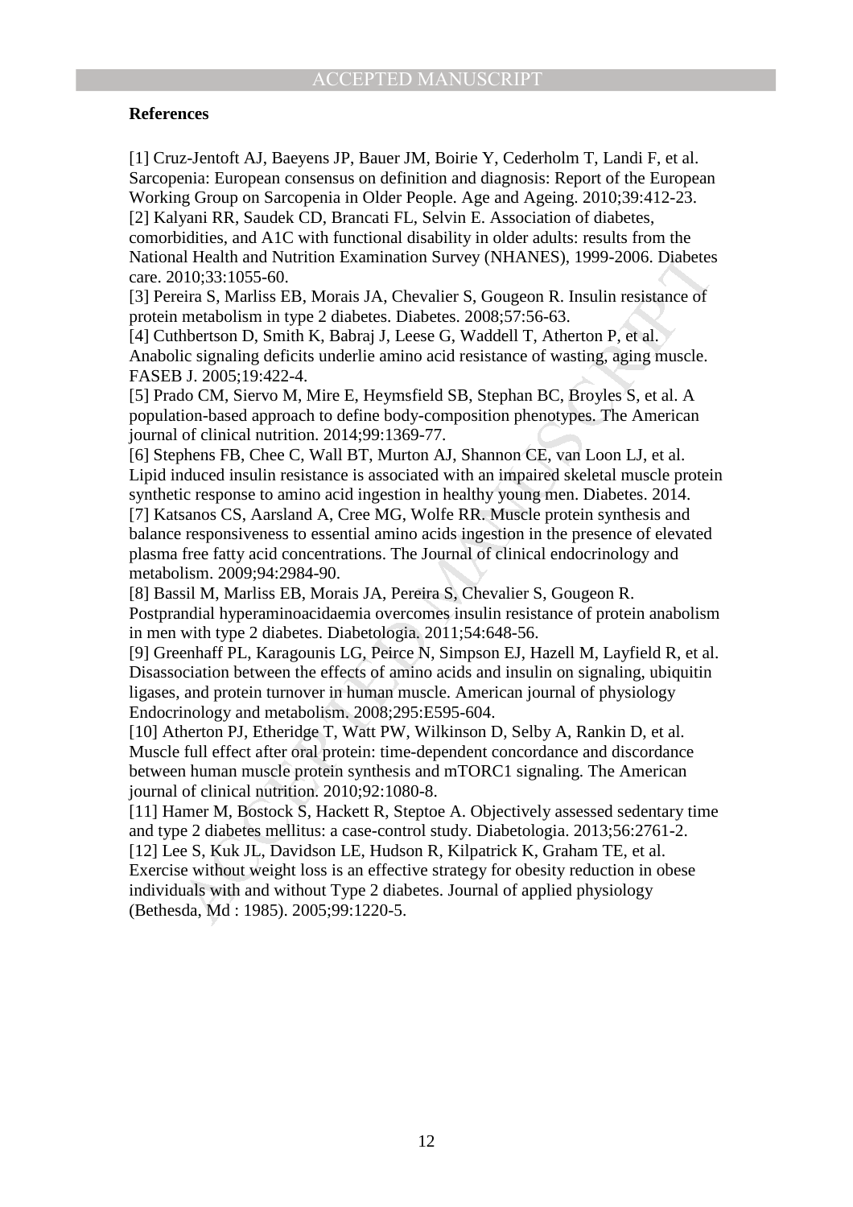**References**

[1] Cruz-Jentoft AJ, Baeyens JP, Bauer JM, Boirie Y, Cederholm T, Landi F, et al. Sarcopenia: European consensus on definition and diagnosis: Report of the European Working Group on Sarcopenia in Older People. Age and Ageing. 2010;39:412-23.

[2] Kalyani RR, Saudek CD, Brancati FL, Selvin E. Association of diabetes, comorbidities, and A1C with functional disability in older adults: results from the National Health and Nutrition Examination Survey (NHANES), 1999-2006. Diabetes care. 2010;33:1055-60.

[3] Pereira S, Marliss EB, Morais JA, Chevalier S, Gougeon R. Insulin resistance of protein metabolism in type 2 diabetes. Diabetes. 2008;57:56-63.

[4] Cuthbertson D, Smith K, Babraj J, Leese G, Waddell T, Atherton P, et al. Anabolic signaling deficits underlie amino acid resistance of wasting, aging muscle. FASEB J. 2005;19:422-4.

[5] Prado CM, Siervo M, Mire E, Heymsfield SB, Stephan BC, Broyles S, et al. A population-based approach to define body-composition phenotypes. The American journal of clinical nutrition. 2014;99:1369-77.

[6] Stephens FB, Chee C, Wall BT, Murton AJ, Shannon CE, van Loon LJ, et al. Lipid induced insulin resistance is associated with an impaired skeletal muscle protein synthetic response to amino acid ingestion in healthy young men. Diabetes. 2014.

[7] Katsanos CS, Aarsland A, Cree MG, Wolfe RR. Muscle protein synthesis and balance responsiveness to essential amino acids ingestion in the presence of elevated plasma free fatty acid concentrations. The Journal of clinical endocrinology and metabolism. 2009;94:2984-90.

[8] Bassil M, Marliss EB, Morais JA, Pereira S, Chevalier S, Gougeon R. Postprandial hyperaminoacidaemia overcomes insulin resistance of protein anabolism in men with type 2 diabetes. Diabetologia. 2011;54:648-56.

[9] Greenhaff PL, Karagounis LG, Peirce N, Simpson EJ, Hazell M, Layfield R, et al. Disassociation between the effects of amino acids and insulin on signaling, ubiquitin ligases, and protein turnover in human muscle. American journal of physiology Endocrinology and metabolism. 2008;295:E595-604.

[10] Atherton PJ, Etheridge T, Watt PW, Wilkinson D, Selby A, Rankin D, et al. Muscle full effect after oral protein: time-dependent concordance and discordance between human muscle protein synthesis and mTORC1 signaling. The American journal of clinical nutrition. 2010;92:1080-8.

[11] Hamer M, Bostock S, Hackett R, Steptoe A. Objectively assessed sedentary time and type 2 diabetes mellitus: a case-control study. Diabetologia. 2013;56:2761-2.

[12] Lee S, Kuk JL, Davidson LE, Hudson R, Kilpatrick K, Graham TE, et al. Exercise without weight loss is an effective strategy for obesity reduction in obese individuals with and without Type 2 diabetes. Journal of applied physiology (Bethesda, Md : 1985). 2005;99:1220-5.